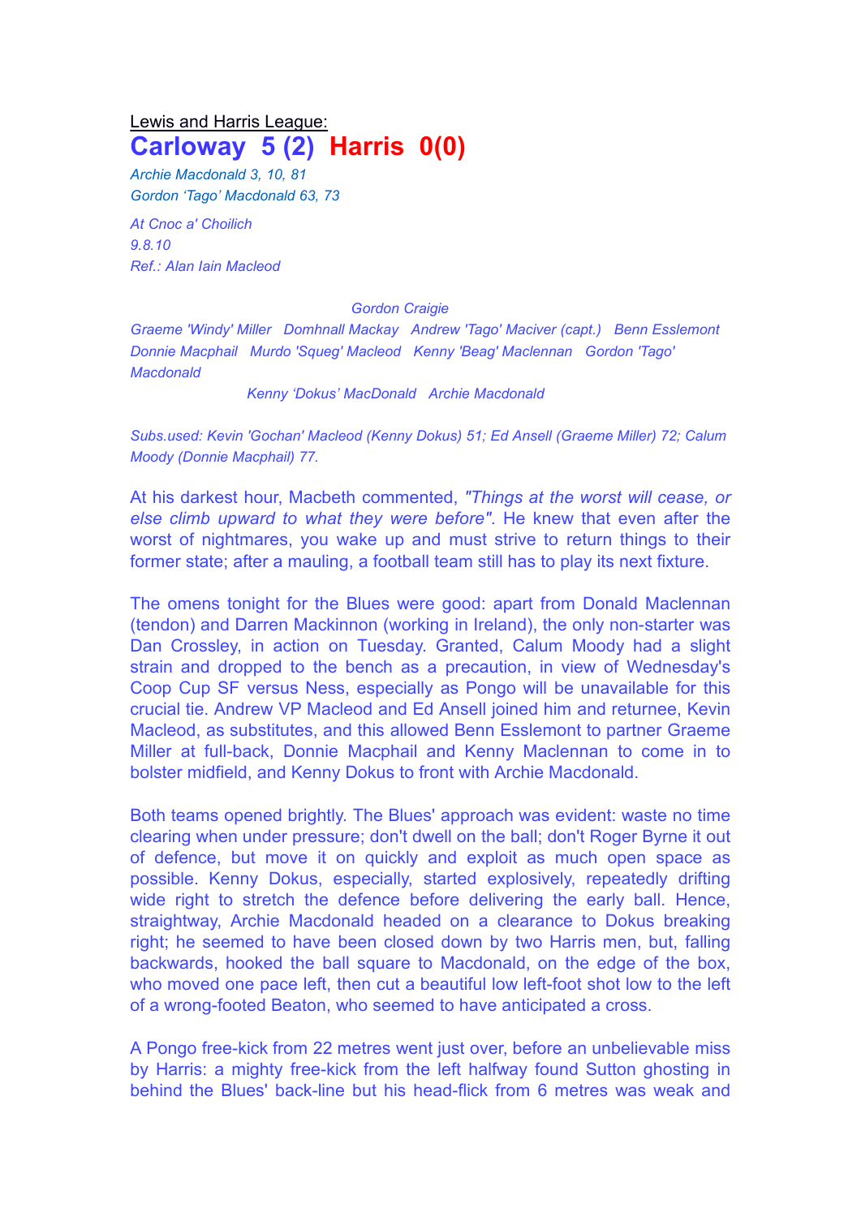Lewis and Harris League:

# Carloway 5 (2) Harris 0(0)

*Archie Macdonald 3, 10, 81*
*Gordon 'Tago' Macdonald 63, 73*

*At Cnoc a' Choilich*
*9.8.10*
*Ref.: Alan Iain Macleod*

*Gordon Craigie*
*Graeme 'Windy' Miller Domhnall Mackay Andrew 'Tago' Maciver (capt.) Benn Esslemont*
*Donnie Macphail Murdo 'Squeg' Macleod Kenny 'Beag' Maclennan Gordon 'Tago' Macdonald*
*Kenny 'Dokus' MacDonald Archie Macdonald*

*Subs.used: Kevin 'Gochan' Macleod (Kenny Dokus) 51; Ed Ansell (Graeme Miller) 72; Calum Moody (Donnie Macphail) 77.*

At his darkest hour, Macbeth commented, *"Things at the worst will cease, or else climb upward to what they were before"*. He knew that even after the worst of nightmares, you wake up and must strive to return things to their former state; after a mauling, a football team still has to play its next fixture.

The omens tonight for the Blues were good: apart from Donald Maclennan (tendon) and Darren Mackinnon (working in Ireland), the only non-starter was Dan Crossley, in action on Tuesday. Granted, Calum Moody had a slight strain and dropped to the bench as a precaution, in view of Wednesday's Coop Cup SF versus Ness, especially as Pongo will be unavailable for this crucial tie. Andrew VP Macleod and Ed Ansell joined him and returnee, Kevin Macleod, as substitutes, and this allowed Benn Esslemont to partner Graeme Miller at full-back, Donnie Macphail and Kenny Maclennan to come in to bolster midfield, and Kenny Dokus to front with Archie Macdonald.

Both teams opened brightly. The Blues' approach was evident: waste no time clearing when under pressure; don't dwell on the ball; don't Roger Byrne it out of defence, but move it on quickly and exploit as much open space as possible. Kenny Dokus, especially, started explosively, repeatedly drifting wide right to stretch the defence before delivering the early ball. Hence, straightway, Archie Macdonald headed on a clearance to Dokus breaking right; he seemed to have been closed down by two Harris men, but, falling backwards, hooked the ball square to Macdonald, on the edge of the box, who moved one pace left, then cut a beautiful low left-foot shot low to the left of a wrong-footed Beaton, who seemed to have anticipated a cross.

A Pongo free-kick from 22 metres went just over, before an unbelievable miss by Harris: a mighty free-kick from the left halfway found Sutton ghosting in behind the Blues' back-line but his head-flick from 6 metres was weak and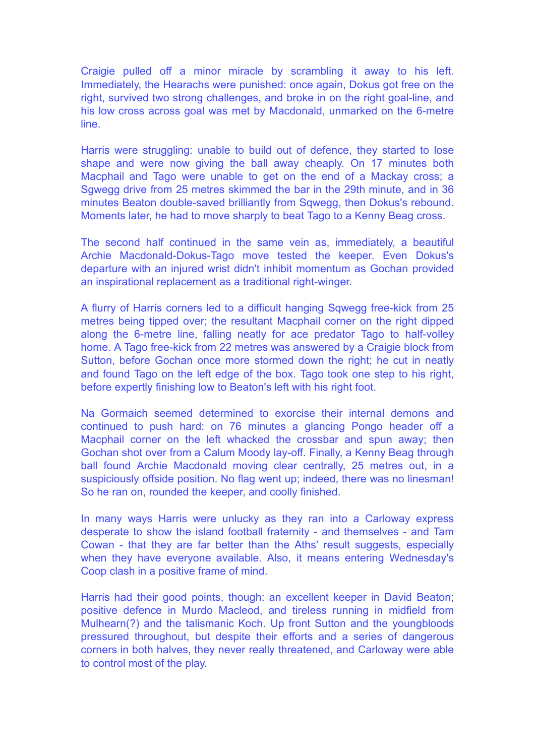Craigie pulled off a minor miracle by scrambling it away to his left. Immediately, the Hearachs were punished: once again, Dokus got free on the right, survived two strong challenges, and broke in on the right goal-line, and his low cross across goal was met by Macdonald, unmarked on the 6-metre line.

Harris were struggling: unable to build out of defence, they started to lose shape and were now giving the ball away cheaply. On 17 minutes both Macphail and Tago were unable to get on the end of a Mackay cross; a Sgwegg drive from 25 metres skimmed the bar in the 29th minute, and in 36 minutes Beaton double-saved brilliantly from Sqwegg, then Dokus's rebound. Moments later, he had to move sharply to beat Tago to a Kenny Beag cross.

The second half continued in the same vein as, immediately, a beautiful Archie Macdonald-Dokus-Tago move tested the keeper. Even Dokus's departure with an injured wrist didn't inhibit momentum as Gochan provided an inspirational replacement as a traditional right-winger.

A flurry of Harris corners led to a difficult hanging Sqwegg free-kick from 25 metres being tipped over; the resultant Macphail corner on the right dipped along the 6-metre line, falling neatly for ace predator Tago to half-volley home. A Tago free-kick from 22 metres was answered by a Craigie block from Sutton, before Gochan once more stormed down the right; he cut in neatly and found Tago on the left edge of the box. Tago took one step to his right, before expertly finishing low to Beaton's left with his right foot.

Na Gormaich seemed determined to exorcise their internal demons and continued to push hard: on 76 minutes a glancing Pongo header off a Macphail corner on the left whacked the crossbar and spun away; then Gochan shot over from a Calum Moody lay-off. Finally, a Kenny Beag through ball found Archie Macdonald moving clear centrally, 25 metres out, in a suspiciously offside position. No flag went up; indeed, there was no linesman! So he ran on, rounded the keeper, and coolly finished.

In many ways Harris were unlucky as they ran into a Carloway express desperate to show the island football fraternity - and themselves - and Tam Cowan - that they are far better than the Aths' result suggests, especially when they have everyone available. Also, it means entering Wednesday's Coop clash in a positive frame of mind.

Harris had their good points, though: an excellent keeper in David Beaton; positive defence in Murdo Macleod, and tireless running in midfield from Mulhearn(?) and the talismanic Koch. Up front Sutton and the youngbloods pressured throughout, but despite their efforts and a series of dangerous corners in both halves, they never really threatened, and Carloway were able to control most of the play.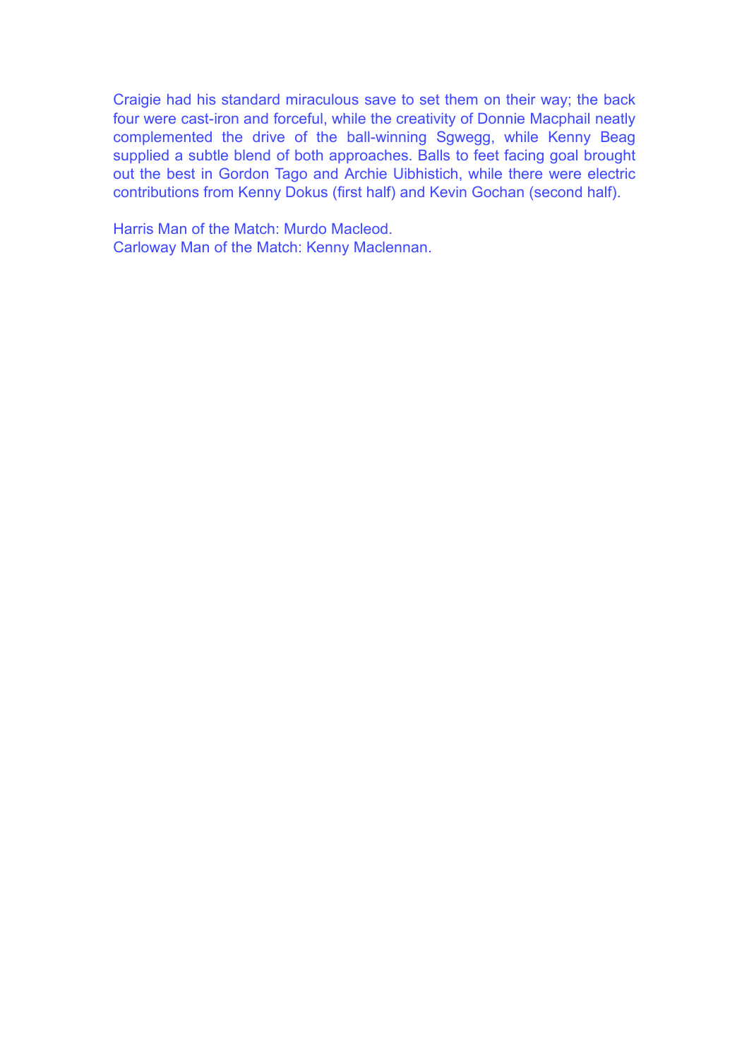Craigie had his standard miraculous save to set them on their way; the back four were cast-iron and forceful, while the creativity of Donnie Macphail neatly complemented the drive of the ball-winning Sgwegg, while Kenny Beag supplied a subtle blend of both approaches. Balls to feet facing goal brought out the best in Gordon Tago and Archie Uibhistich, while there were electric contributions from Kenny Dokus (first half) and Kevin Gochan (second half).

Harris Man of the Match: Murdo Macleod.
Carloway Man of the Match: Kenny Maclennan.